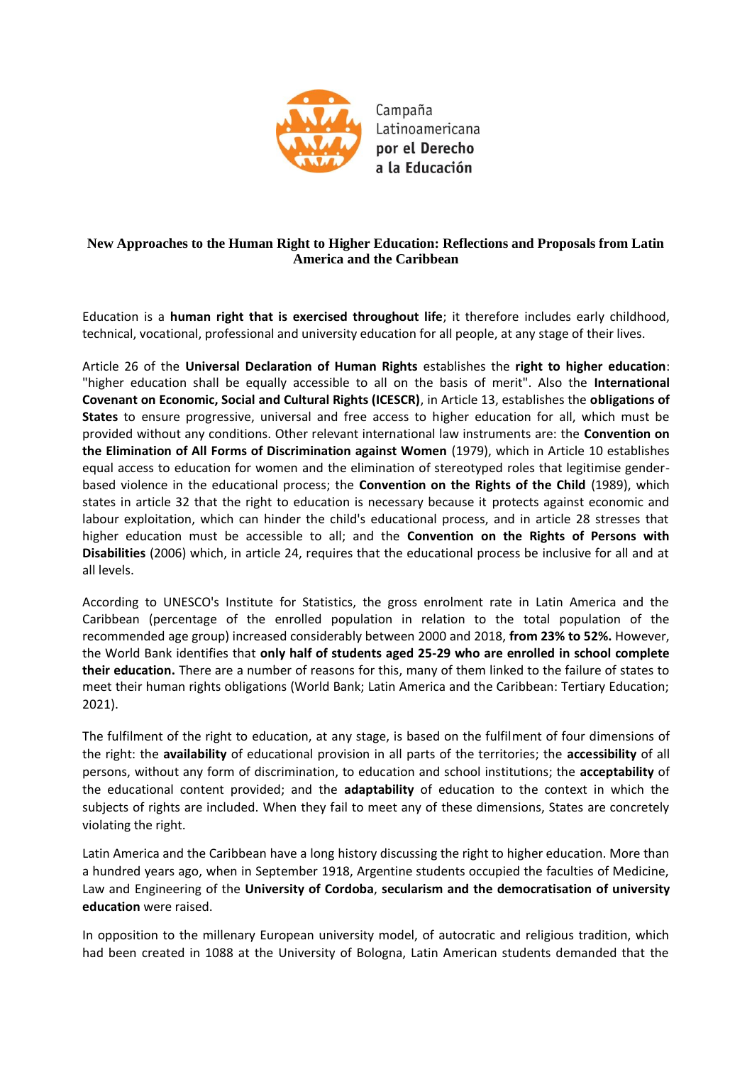Campaña Latinoamericana **por el Derecho a la Educación**

# New Approaches to the Human Right to Higher Education: Reflections and Proposals from Latin America and the Caribbean

Education is a **human right that is exercised throughout life**; it therefore includes early childhood, technical, vocational, professional and university education for all people, at any stage of their lives.

Article 26 of the **Universal Declaration of Human Rights** establishes the **right to higher education**: "higher education shall be equally accessible to all on the basis of merit". Also the **International Covenant on Economic, Social and Cultural Rights (ICESCR)**, in Article 13, establishes the **obligations of States** to ensure progressive, universal and free access to higher education for all, which must be provided without any conditions. Other relevant international law instruments are: the **Convention on the Elimination of All Forms of Discrimination against Women** (1979), which in Article 10 establishes equal access to education for women and the elimination of stereotyped roles that legitimise gender-based violence in the educational process; the **Convention on the Rights of the Child** (1989), which states in article 32 that the right to education is necessary because it protects against economic and labour exploitation, which can hinder the child's educational process, and in article 28 stresses that higher education must be accessible to all; and the **Convention on the Rights of Persons with Disabilities** (2006) which, in article 24, requires that the educational process be inclusive for all and at all levels.

According to UNESCO's Institute for Statistics, the gross enrolment rate in Latin America and the Caribbean (percentage of the enrolled population in relation to the total population of the recommended age group) increased considerably between 2000 and 2018, **from 23% to 52%.** However, the World Bank identifies that **only half of students aged 25-29 who are enrolled in school complete their education.** There are a number of reasons for this, many of them linked to the failure of states to meet their human rights obligations (World Bank; Latin America and the Caribbean: Tertiary Education; 2021).

The fulfilment of the right to education, at any stage, is based on the fulfilment of four dimensions of the right: the **availability** of educational provision in all parts of the territories; the **accessibility** of all persons, without any form of discrimination, to education and school institutions; the **acceptability** of the educational content provided; and the **adaptability** of education to the context in which the subjects of rights are included. When they fail to meet any of these dimensions, States are concretely violating the right.

Latin America and the Caribbean have a long history discussing the right to higher education. More than a hundred years ago, when in September 1918, Argentine students occupied the faculties of Medicine, Law and Engineering of the **University of Cordoba**, **secularism and the democratisation of university education** were raised.

In opposition to the millenary European university model, of autocratic and religious tradition, which had been created in 1088 at the University of Bologna, Latin American students demanded that the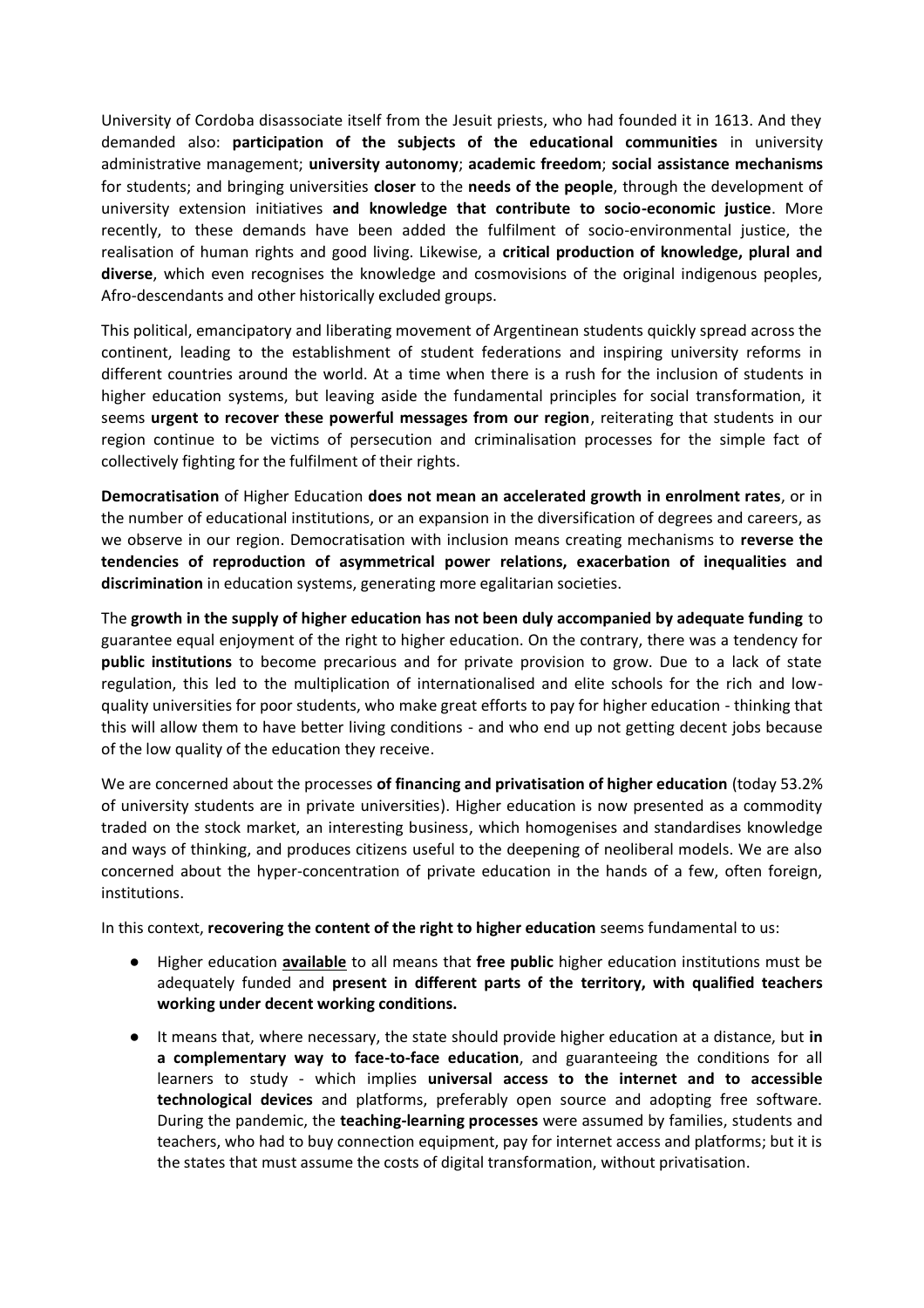University of Cordoba disassociate itself from the Jesuit priests, who had founded it in 1613. And they demanded also: **participation of the subjects of the educational communities** in university administrative management; **university autonomy**; **academic freedom**; **social assistance mechanisms** for students; and bringing universities **closer** to the **needs of the people**, through the development of university extension initiatives **and knowledge that contribute to socio-economic justice**. More recently, to these demands have been added the fulfilment of socio-environmental justice, the realisation of human rights and good living. Likewise, a **critical production of knowledge, plural and diverse**, which even recognises the knowledge and cosmovisions of the original indigenous peoples, Afro-descendants and other historically excluded groups.

This political, emancipatory and liberating movement of Argentinean students quickly spread across the continent, leading to the establishment of student federations and inspiring university reforms in different countries around the world. At a time when there is a rush for the inclusion of students in higher education systems, but leaving aside the fundamental principles for social transformation, it seems **urgent to recover these powerful messages from our region**, reiterating that students in our region continue to be victims of persecution and criminalisation processes for the simple fact of collectively fighting for the fulfilment of their rights.

**Democratisation** of Higher Education **does not mean an accelerated growth in enrolment rates**, or in the number of educational institutions, or an expansion in the diversification of degrees and careers, as we observe in our region. Democratisation with inclusion means creating mechanisms to **reverse the tendencies of reproduction of asymmetrical power relations, exacerbation of inequalities and discrimination** in education systems, generating more egalitarian societies.

The **growth in the supply of higher education has not been duly accompanied by adequate funding** to guarantee equal enjoyment of the right to higher education. On the contrary, there was a tendency for **public institutions** to become precarious and for private provision to grow. Due to a lack of state regulation, this led to the multiplication of internationalised and elite schools for the rich and low-quality universities for poor students, who make great efforts to pay for higher education - thinking that this will allow them to have better living conditions - and who end up not getting decent jobs because of the low quality of the education they receive.

We are concerned about the processes **of financing and privatisation of higher education** (today 53.2% of university students are in private universities). Higher education is now presented as a commodity traded on the stock market, an interesting business, which homogenises and standardises knowledge and ways of thinking, and produces citizens useful to the deepening of neoliberal models. We are also concerned about the hyper-concentration of private education in the hands of a few, often foreign, institutions.

In this context, **recovering the content of the right to higher education** seems fundamental to us:

- Higher education **available** to all means that **free public** higher education institutions must be adequately funded and **present in different parts of the territory, with qualified teachers working under decent working conditions.**
- It means that, where necessary, the state should provide higher education at a distance, but **in a complementary way to face-to-face education**, and guaranteeing the conditions for all learners to study - which implies **universal access to the internet and to accessible technological devices** and platforms, preferably open source and adopting free software. During the pandemic, the **teaching-learning processes** were assumed by families, students and teachers, who had to buy connection equipment, pay for internet access and platforms; but it is the states that must assume the costs of digital transformation, without privatisation.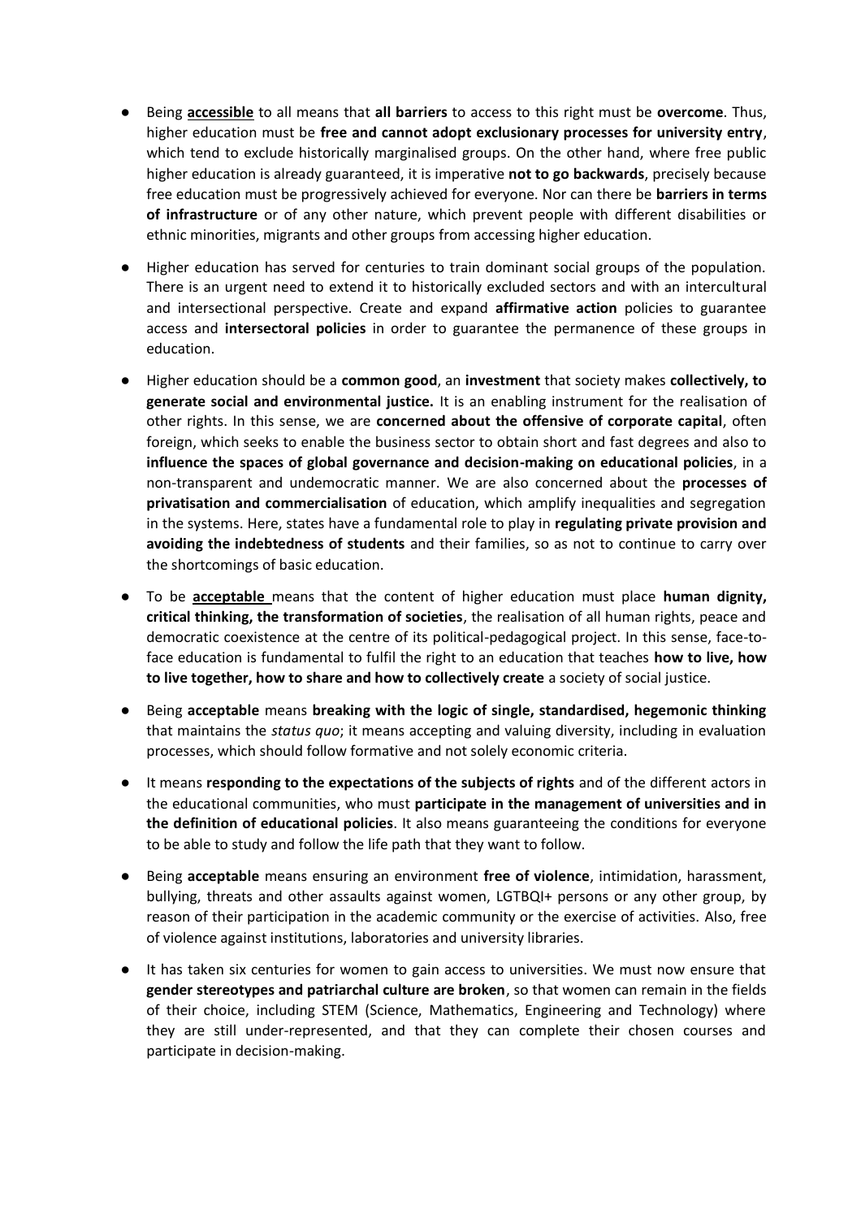- Being **accessible** to all means that **all barriers** to access to this right must be **overcome**. Thus, higher education must be **free and cannot adopt exclusionary processes for university entry**, which tend to exclude historically marginalised groups. On the other hand, where free public higher education is already guaranteed, it is imperative **not to go backwards**, precisely because free education must be progressively achieved for everyone. Nor can there be **barriers in terms of infrastructure** or of any other nature, which prevent people with different disabilities or ethnic minorities, migrants and other groups from accessing higher education.

- Higher education has served for centuries to train dominant social groups of the population. There is an urgent need to extend it to historically excluded sectors and with an intercultural and intersectional perspective. Create and expand **affirmative action** policies to guarantee access and **intersectoral policies** in order to guarantee the permanence of these groups in education.

- Higher education should be a **common good**, an **investment** that society makes **collectively, to generate social and environmental justice.** It is an enabling instrument for the realisation of other rights. In this sense, we are **concerned about the offensive of corporate capital**, often foreign, which seeks to enable the business sector to obtain short and fast degrees and also to **influence the spaces of global governance and decision-making on educational policies**, in a non-transparent and undemocratic manner. We are also concerned about the **processes of privatisation and commercialisation** of education, which amplify inequalities and segregation in the systems. Here, states have a fundamental role to play in **regulating private provision and avoiding the indebtedness of students** and their families, so as not to continue to carry over the shortcomings of basic education.

- To be **acceptable** means that the content of higher education must place **human dignity, critical thinking, the transformation of societies**, the realisation of all human rights, peace and democratic coexistence at the centre of its political-pedagogical project. In this sense, face-to-face education is fundamental to fulfil the right to an education that teaches **how to live, how to live together, how to share and how to collectively create** a society of social justice.

- Being **acceptable** means **breaking with the logic of single, standardised, hegemonic thinking** that maintains the *status quo*; it means accepting and valuing diversity, including in evaluation processes, which should follow formative and not solely economic criteria.

- It means **responding to the expectations of the subjects of rights** and of the different actors in the educational communities, who must **participate in the management of universities and in the definition of educational policies**. It also means guaranteeing the conditions for everyone to be able to study and follow the life path that they want to follow.

- Being **acceptable** means ensuring an environment **free of violence**, intimidation, harassment, bullying, threats and other assaults against women, LGTBQI+ persons or any other group, by reason of their participation in the academic community or the exercise of activities. Also, free of violence against institutions, laboratories and university libraries.

- It has taken six centuries for women to gain access to universities. We must now ensure that **gender stereotypes and patriarchal culture are broken**, so that women can remain in the fields of their choice, including STEM (Science, Mathematics, Engineering and Technology) where they are still under-represented, and that they can complete their chosen courses and participate in decision-making.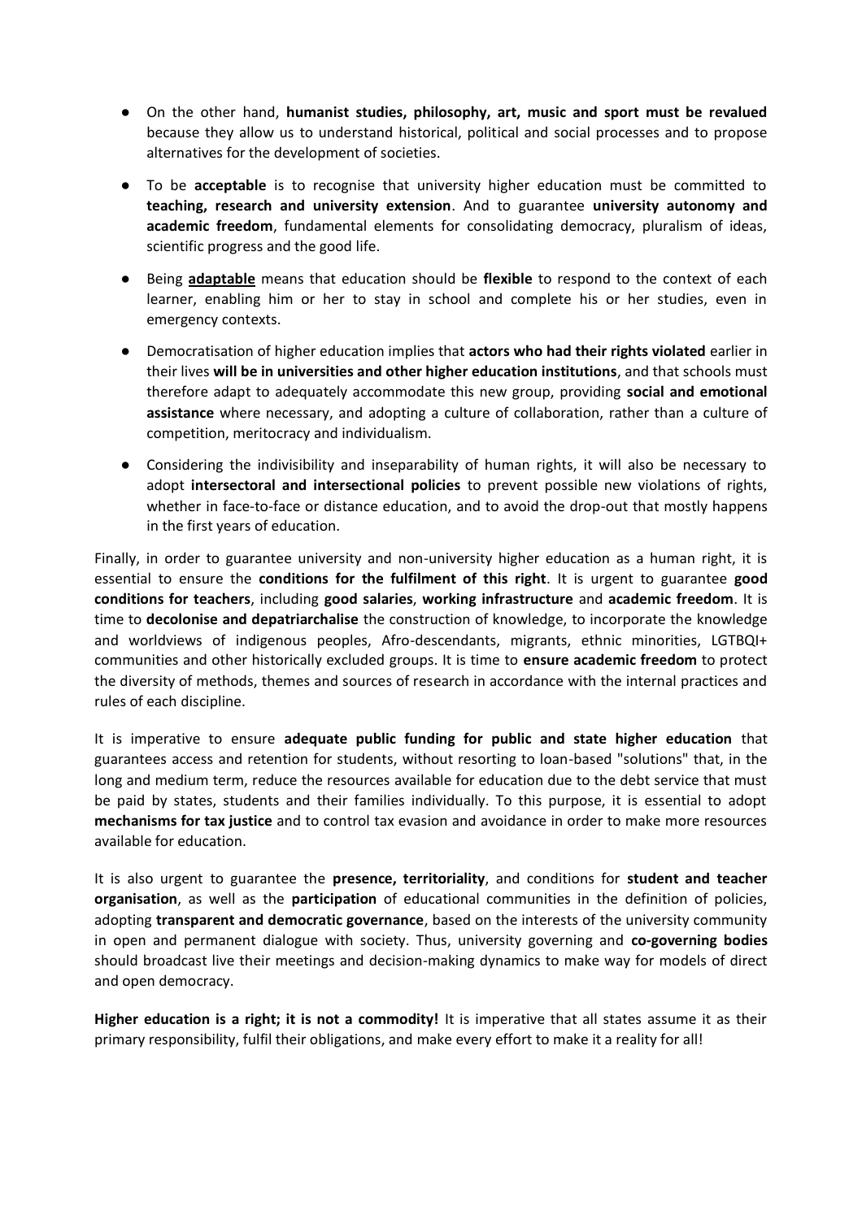- On the other hand, **humanist studies, philosophy, art, music and sport must be revalued** because they allow us to understand historical, political and social processes and to propose alternatives for the development of societies.
- To be **acceptable** is to recognise that university higher education must be committed to **teaching, research and university extension**. And to guarantee **university autonomy and academic freedom**, fundamental elements for consolidating democracy, pluralism of ideas, scientific progress and the good life.
- Being **adaptable** means that education should be **flexible** to respond to the context of each learner, enabling him or her to stay in school and complete his or her studies, even in emergency contexts.
- Democratisation of higher education implies that **actors who had their rights violated** earlier in their lives **will be in universities and other higher education institutions**, and that schools must therefore adapt to adequately accommodate this new group, providing **social and emotional assistance** where necessary, and adopting a culture of collaboration, rather than a culture of competition, meritocracy and individualism.
- Considering the indivisibility and inseparability of human rights, it will also be necessary to adopt **intersectoral and intersectional policies** to prevent possible new violations of rights, whether in face-to-face or distance education, and to avoid the drop-out that mostly happens in the first years of education.

Finally, in order to guarantee university and non-university higher education as a human right, it is essential to ensure the **conditions for the fulfilment of this right**. It is urgent to guarantee **good conditions for teachers**, including **good salaries**, **working infrastructure** and **academic freedom**. It is time to **decolonise and depatriarchalise** the construction of knowledge, to incorporate the knowledge and worldviews of indigenous peoples, Afro-descendants, migrants, ethnic minorities, LGTBQI+ communities and other historically excluded groups. It is time to **ensure academic freedom** to protect the diversity of methods, themes and sources of research in accordance with the internal practices and rules of each discipline.

It is imperative to ensure **adequate public funding for public and state higher education** that guarantees access and retention for students, without resorting to loan-based "solutions" that, in the long and medium term, reduce the resources available for education due to the debt service that must be paid by states, students and their families individually. To this purpose, it is essential to adopt **mechanisms for tax justice** and to control tax evasion and avoidance in order to make more resources available for education.

It is also urgent to guarantee the **presence, territoriality**, and conditions for **student and teacher organisation**, as well as the **participation** of educational communities in the definition of policies, adopting **transparent and democratic governance**, based on the interests of the university community in open and permanent dialogue with society. Thus, university governing and **co-governing bodies** should broadcast live their meetings and decision-making dynamics to make way for models of direct and open democracy.

**Higher education is a right; it is not a commodity!** It is imperative that all states assume it as their primary responsibility, fulfil their obligations, and make every effort to make it a reality for all!